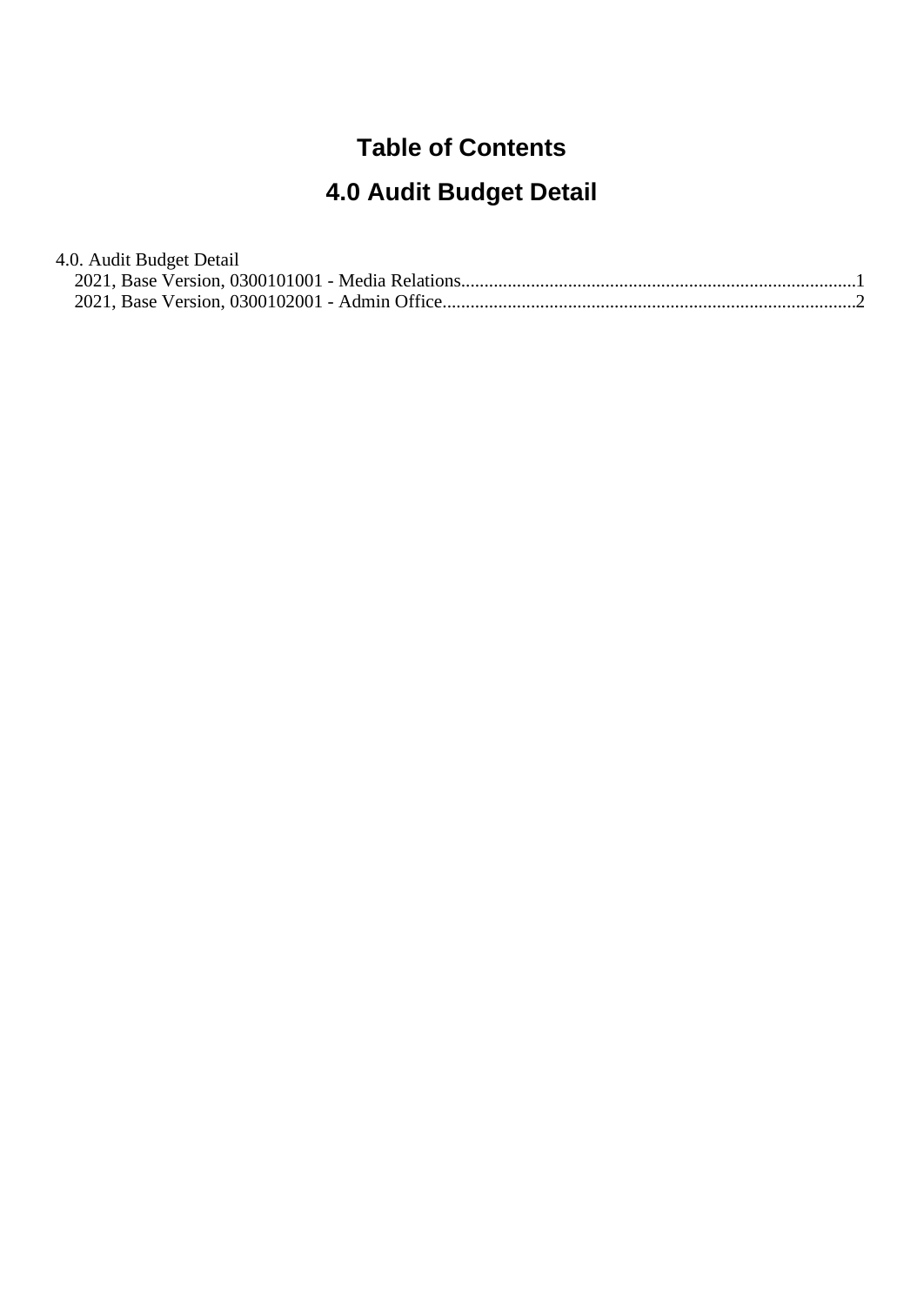# Table of Contents

## 4.0 Audit Budget Detail

4.0. Audit Budget Detail

- 2021, Base Version, 0300101001 - Media Relations....................................................................................1
- 2021, Base Version, 0300102001 - Admin Office........................................................................................2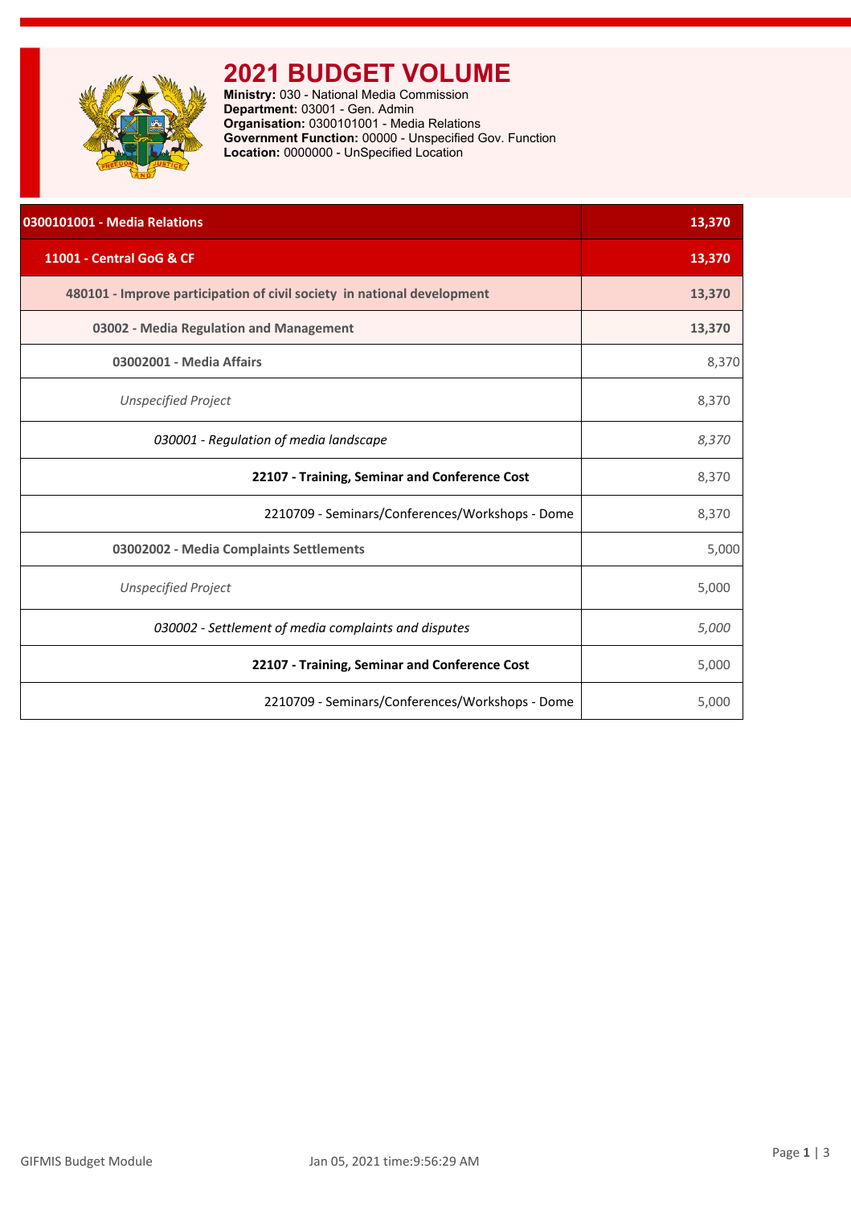# 2021 BUDGET VOLUME

**Ministry:** 030 - National Media Commission
**Department:** 03001 - Gen. Admin
**Organisation:** 0300101001 - Media Relations
**Government Function:** 00000 - Unspecified Gov. Function
**Location:** 0000000 - UnSpecified Location

| | |
|---|---|
| **0300101001 - Media Relations** | **13,370** |
| **11001 - Central GoG & CF** | **13,370** |
| **480101 - Improve participation of civil society in national development** | **13,370** |
| **03002 - Media Regulation and Management** | **13,370** |
| **03002001 - Media Affairs** | 8,370 |
| *Unspecified Project* | 8,370 |
| *030001 - Regulation of media landscape* | *8,370* |
| **22107 - Training, Seminar and Conference Cost** | 8,370 |
| 2210709 - Seminars/Conferences/Workshops - Dome | 8,370 |
| **03002002 - Media Complaints Settlements** | 5,000 |
| *Unspecified Project* | 5,000 |
| *030002 - Settlement of media complaints and disputes* | *5,000* |
| **22107 - Training, Seminar and Conference Cost** | 5,000 |
| 2210709 - Seminars/Conferences/Workshops - Dome | 5,000 |

GIFMIS Budget Module　　Jan 05, 2021 time:9:56:29 AM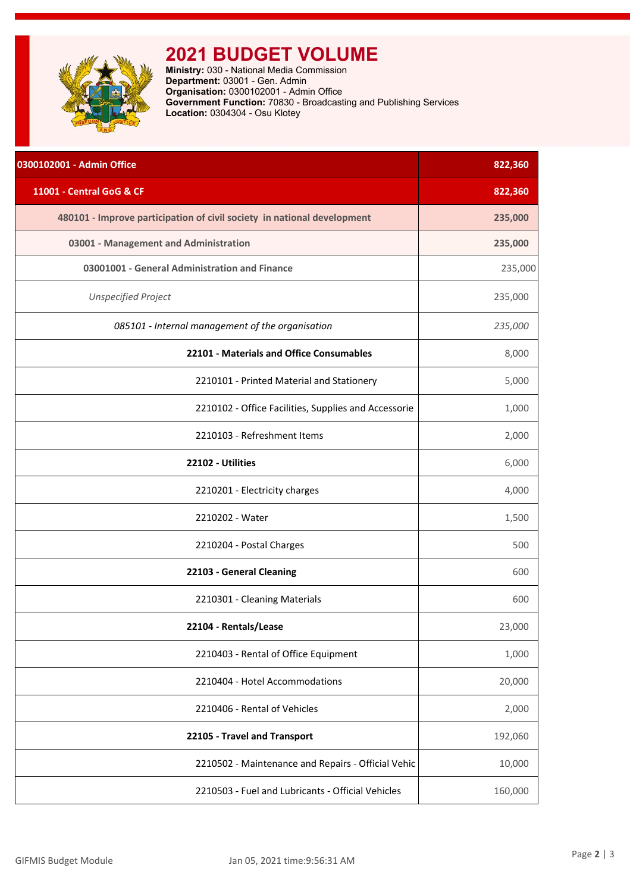# 2021 BUDGET VOLUME

**Ministry:** 030 - National Media Commission
**Department:** 03001 - Gen. Admin
**Organisation:** 0300102001 - Admin Office
**Government Function:** 70830 - Broadcasting and Publishing Services
**Location:** 0304304 - Osu Klotey

| | |
|---|---|
| **0300102001 - Admin Office** | **822,360** |
| **11001 - Central GoG & CF** | **822,360** |
| **480101 - Improve participation of civil society in national development** | **235,000** |
| **03001 - Management and Administration** | **235,000** |
| **03001001 - General Administration and Finance** | 235,000 |
| *Unspecified Project* | 235,000 |
| *085101 - Internal management of the organisation* | *235,000* |
| **22101 - Materials and Office Consumables** | 8,000 |
| 2210101 - Printed Material and Stationery | 5,000 |
| 2210102 - Office Facilities, Supplies and Accessorie | 1,000 |
| 2210103 - Refreshment Items | 2,000 |
| **22102 - Utilities** | 6,000 |
| 2210201 - Electricity charges | 4,000 |
| 2210202 - Water | 1,500 |
| 2210204 - Postal Charges | 500 |
| **22103 - General Cleaning** | 600 |
| 2210301 - Cleaning Materials | 600 |
| **22104 - Rentals/Lease** | 23,000 |
| 2210403 - Rental of Office Equipment | 1,000 |
| 2210404 - Hotel Accommodations | 20,000 |
| 2210406 - Rental of Vehicles | 2,000 |
| **22105 - Travel and Transport** | 192,060 |
| 2210502 - Maintenance and Repairs - Official Vehic | 10,000 |
| 2210503 - Fuel and Lubricants - Official Vehicles | 160,000 |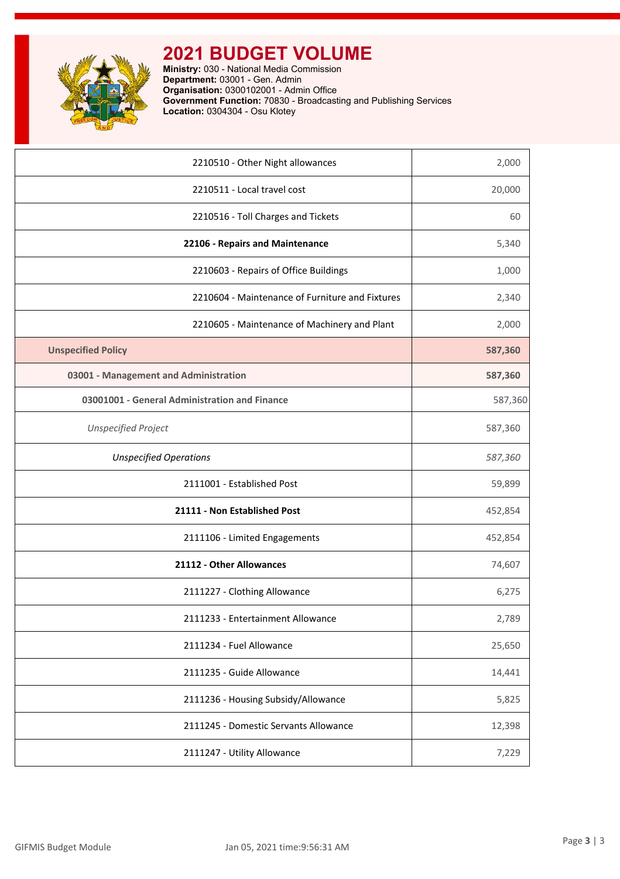# 2021 BUDGET VOLUME

**Ministry:** 030 - National Media Commission
**Department:** 03001 - Gen. Admin
**Organisation:** 0300102001 - Admin Office
**Government Function:** 70830 - Broadcasting and Publishing Services
**Location:** 0304304 - Osu Klotey

| | |
|---|---|
| 2210510 - Other Night allowances | 2,000 |
| 2210511 - Local travel cost | 20,000 |
| 2210516 - Toll Charges and Tickets | 60 |
| **22106 - Repairs and Maintenance** | 5,340 |
| 2210603 - Repairs of Office Buildings | 1,000 |
| 2210604 - Maintenance of Furniture and Fixtures | 2,340 |
| 2210605 - Maintenance of Machinery and Plant | 2,000 |
| **Unspecified Policy** | **587,360** |
| **03001 - Management and Administration** | **587,360** |
| **03001001 - General Administration and Finance** | 587,360 |
| *Unspecified Project* | 587,360 |
| *Unspecified Operations* | *587,360* |
| 2111001 - Established Post | 59,899 |
| **21111 - Non Established Post** | 452,854 |
| 2111106 - Limited Engagements | 452,854 |
| **21112 - Other Allowances** | 74,607 |
| 2111227 - Clothing Allowance | 6,275 |
| 2111233 - Entertainment Allowance | 2,789 |
| 2111234 - Fuel Allowance | 25,650 |
| 2111235 - Guide Allowance | 14,441 |
| 2111236 - Housing Subsidy/Allowance | 5,825 |
| 2111245 - Domestic Servants Allowance | 12,398 |
| 2111247 - Utility Allowance | 7,229 |